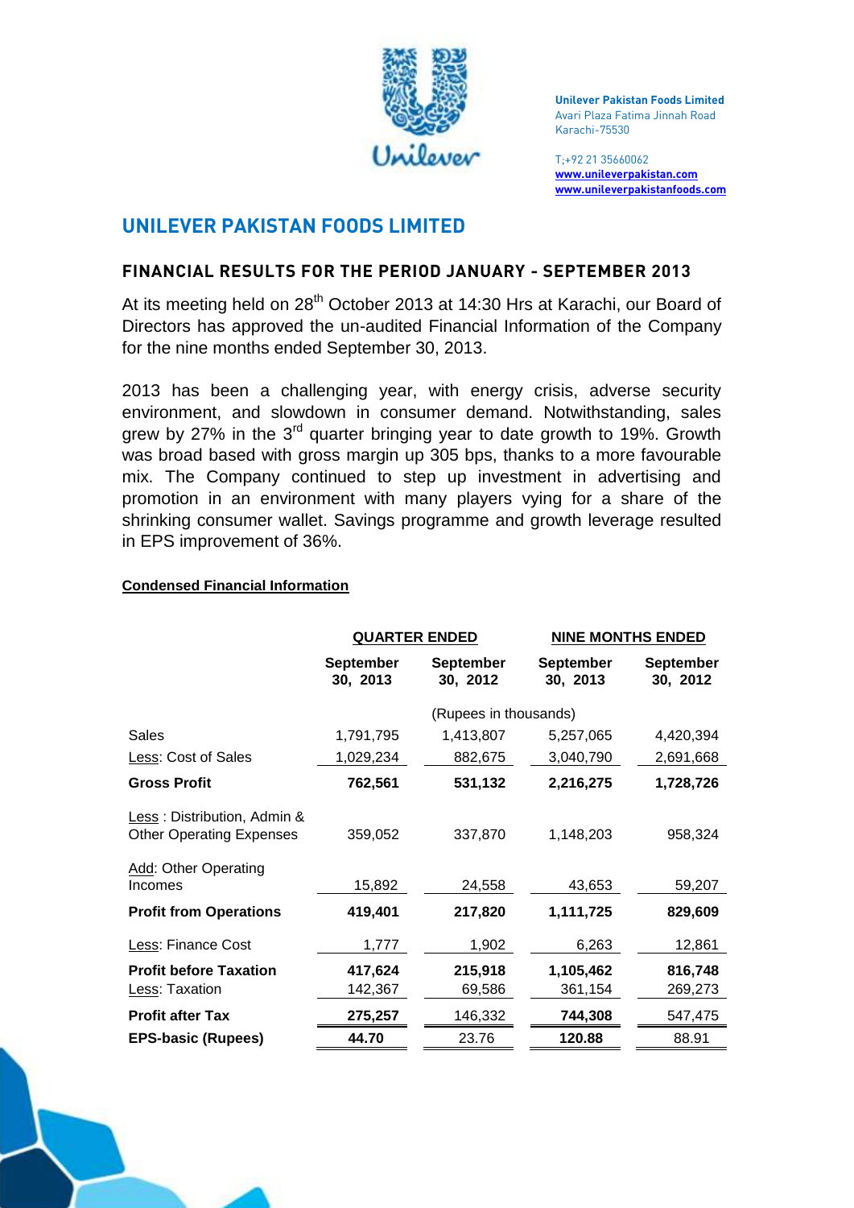**Unilever Pakistan Foods Limited**
Avari Plaza Fatima Jinnah Road
Karachi-75530

T;+92 21 35660062
www.unileverpakistan.com
www.unileverpakistanfoods.com

# UNILEVER PAKISTAN FOODS LIMITED

## FINANCIAL RESULTS FOR THE PERIOD JANUARY - SEPTEMBER 2013

At its meeting held on 28th October 2013 at 14:30 Hrs at Karachi, our Board of Directors has approved the un-audited Financial Information of the Company for the nine months ended September 30, 2013.

2013 has been a challenging year, with energy crisis, adverse security environment, and slowdown in consumer demand. Notwithstanding, sales grew by 27% in the 3rd quarter bringing year to date growth to 19%. Growth was broad based with gross margin up 305 bps, thanks to a more favourable mix. The Company continued to step up investment in advertising and promotion in an environment with many players vying for a share of the shrinking consumer wallet. Savings programme and growth leverage resulted in EPS improvement of 36%.

**Condensed Financial Information**

| | QUARTER ENDED | | NINE MONTHS ENDED | |
|---|---|---|---|---|
| | September 30, 2013 | September 30, 2012 | September 30, 2013 | September 30, 2012 |
| | (Rupees in thousands) | | | |
| Sales | 1,791,795 | 1,413,807 | 5,257,065 | 4,420,394 |
| Less: Cost of Sales | 1,029,234 | 882,675 | 3,040,790 | 2,691,668 |
| **Gross Profit** | **762,561** | **531,132** | **2,216,275** | **1,728,726** |
| Less : Distribution, Admin & Other Operating Expenses | 359,052 | 337,870 | 1,148,203 | 958,324 |
| Add: Other Operating Incomes | 15,892 | 24,558 | 43,653 | 59,207 |
| **Profit from Operations** | **419,401** | **217,820** | **1,111,725** | **829,609** |
| Less: Finance Cost | 1,777 | 1,902 | 6,263 | 12,861 |
| **Profit before Taxation** | **417,624** | **215,918** | **1,105,462** | **816,748** |
| Less: Taxation | 142,367 | 69,586 | 361,154 | 269,273 |
| **Profit after Tax** | **275,257** | 146,332 | **744,308** | 547,475 |
| **EPS-basic (Rupees)** | **44.70** | 23.76 | **120.88** | 88.91 |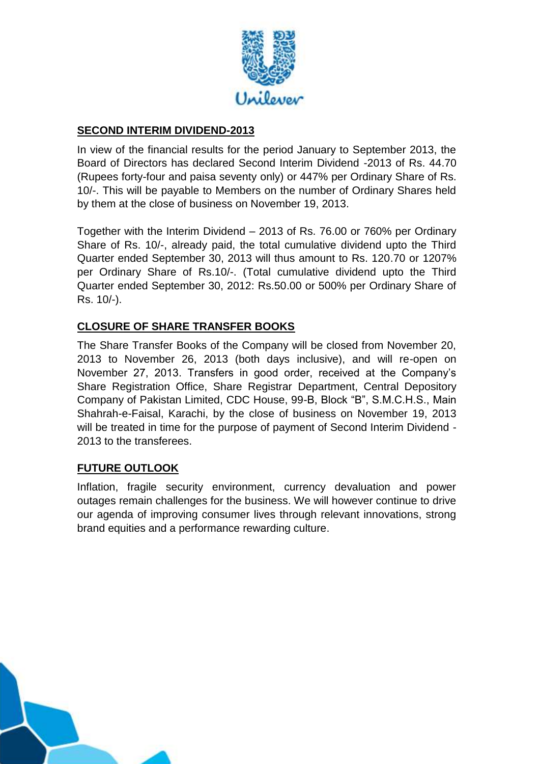## SECOND INTERIM DIVIDEND-2013

In view of the financial results for the period January to September 2013, the Board of Directors has declared Second Interim Dividend -2013 of Rs. 44.70 (Rupees forty-four and paisa seventy only) or 447% per Ordinary Share of Rs. 10/-. This will be payable to Members on the number of Ordinary Shares held by them at the close of business on November 19, 2013.

Together with the Interim Dividend – 2013 of Rs. 76.00 or 760% per Ordinary Share of Rs. 10/-, already paid, the total cumulative dividend upto the Third Quarter ended September 30, 2013 will thus amount to Rs. 120.70 or 1207% per Ordinary Share of Rs.10/-. (Total cumulative dividend upto the Third Quarter ended September 30, 2012: Rs.50.00 or 500% per Ordinary Share of Rs. 10/-).

## CLOSURE OF SHARE TRANSFER BOOKS

The Share Transfer Books of the Company will be closed from November 20, 2013 to November 26, 2013 (both days inclusive), and will re-open on November 27, 2013. Transfers in good order, received at the Company's Share Registration Office, Share Registrar Department, Central Depository Company of Pakistan Limited, CDC House, 99-B, Block "B", S.M.C.H.S., Main Shahrah-e-Faisal, Karachi, by the close of business on November 19, 2013 will be treated in time for the purpose of payment of Second Interim Dividend - 2013 to the transferees.

## FUTURE OUTLOOK

Inflation, fragile security environment, currency devaluation and power outages remain challenges for the business. We will however continue to drive our agenda of improving consumer lives through relevant innovations, strong brand equities and a performance rewarding culture.